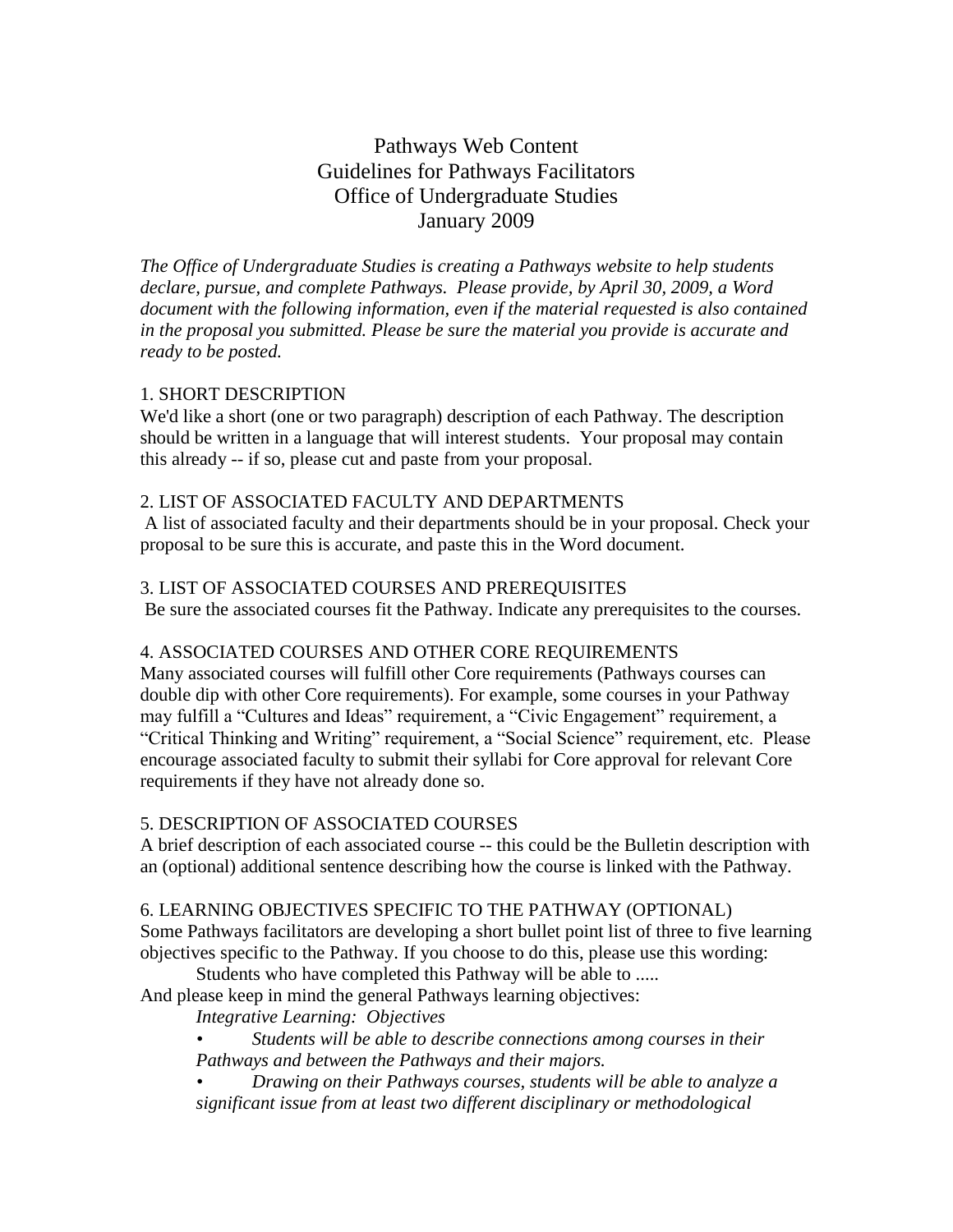# Pathways Web Content
## Guidelines for Pathways Facilitators
## Office of Undergraduate Studies
## January 2009

*The Office of Undergraduate Studies is creating a Pathways website to help students declare, pursue, and complete Pathways. Please provide, by April 30, 2009, a Word document with the following information, even if the material requested is also contained in the proposal you submitted. Please be sure the material you provide is accurate and ready to be posted.*

### 1. SHORT DESCRIPTION

We'd like a short (one or two paragraph) description of each Pathway. The description should be written in a language that will interest students. Your proposal may contain this already -- if so, please cut and paste from your proposal.

### 2. LIST OF ASSOCIATED FACULTY AND DEPARTMENTS

A list of associated faculty and their departments should be in your proposal. Check your proposal to be sure this is accurate, and paste this in the Word document.

### 3. LIST OF ASSOCIATED COURSES AND PREREQUISITES

Be sure the associated courses fit the Pathway. Indicate any prerequisites to the courses.

### 4. ASSOCIATED COURSES AND OTHER CORE REQUIREMENTS

Many associated courses will fulfill other Core requirements (Pathways courses can double dip with other Core requirements). For example, some courses in your Pathway may fulfill a "Cultures and Ideas" requirement, a "Civic Engagement" requirement, a "Critical Thinking and Writing" requirement, a "Social Science" requirement, etc. Please encourage associated faculty to submit their syllabi for Core approval for relevant Core requirements if they have not already done so.

### 5. DESCRIPTION OF ASSOCIATED COURSES

A brief description of each associated course -- this could be the Bulletin description with an (optional) additional sentence describing how the course is linked with the Pathway.

### 6. LEARNING OBJECTIVES SPECIFIC TO THE PATHWAY (OPTIONAL)

Some Pathways facilitators are developing a short bullet point list of three to five learning objectives specific to the Pathway. If you choose to do this, please use this wording:

Students who have completed this Pathway will be able to .....

And please keep in mind the general Pathways learning objectives:

*Integrative Learning: Objectives*

- *Students will be able to describe connections among courses in their Pathways and between the Pathways and their majors.*
- *Drawing on their Pathways courses, students will be able to analyze a significant issue from at least two different disciplinary or methodological*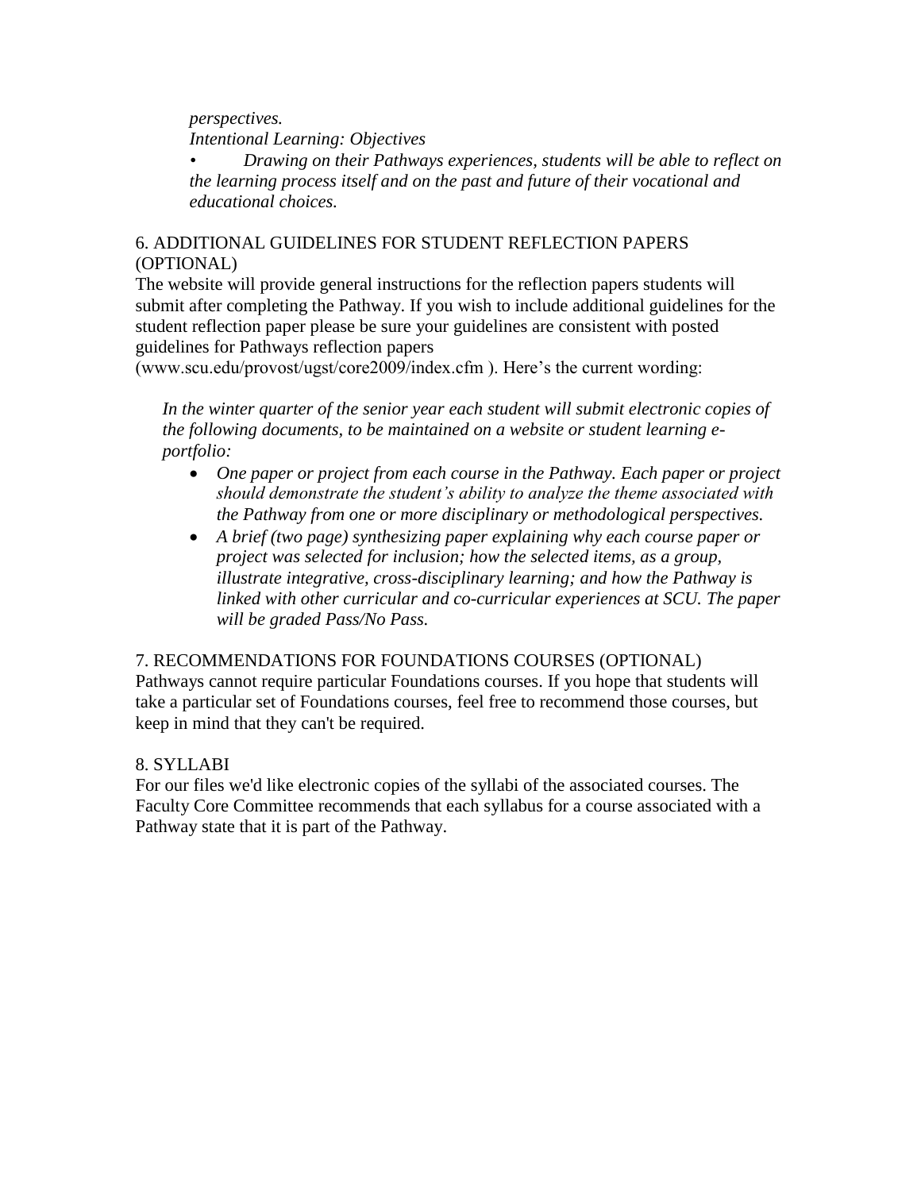*perspectives.*

*Intentional Learning: Objectives*

*• Drawing on their Pathways experiences, students will be able to reflect on the learning process itself and on the past and future of their vocational and educational choices.*

6. ADDITIONAL GUIDELINES FOR STUDENT REFLECTION PAPERS (OPTIONAL)

The website will provide general instructions for the reflection papers students will submit after completing the Pathway. If you wish to include additional guidelines for the student reflection paper please be sure your guidelines are consistent with posted guidelines for Pathways reflection papers (www.scu.edu/provost/ugst/core2009/index.cfm ). Here's the current wording:

*In the winter quarter of the senior year each student will submit electronic copies of the following documents, to be maintained on a website or student learning e-portfolio:*

- *One paper or project from each course in the Pathway. Each paper or project should demonstrate the student's ability to analyze the theme associated with the Pathway from one or more disciplinary or methodological perspectives.*
- *A brief (two page) synthesizing paper explaining why each course paper or project was selected for inclusion; how the selected items, as a group, illustrate integrative, cross-disciplinary learning; and how the Pathway is linked with other curricular and co-curricular experiences at SCU. The paper will be graded Pass/No Pass.*

7. RECOMMENDATIONS FOR FOUNDATIONS COURSES (OPTIONAL)

Pathways cannot require particular Foundations courses. If you hope that students will take a particular set of Foundations courses, feel free to recommend those courses, but keep in mind that they can't be required.

8. SYLLABI

For our files we'd like electronic copies of the syllabi of the associated courses. The Faculty Core Committee recommends that each syllabus for a course associated with a Pathway state that it is part of the Pathway.